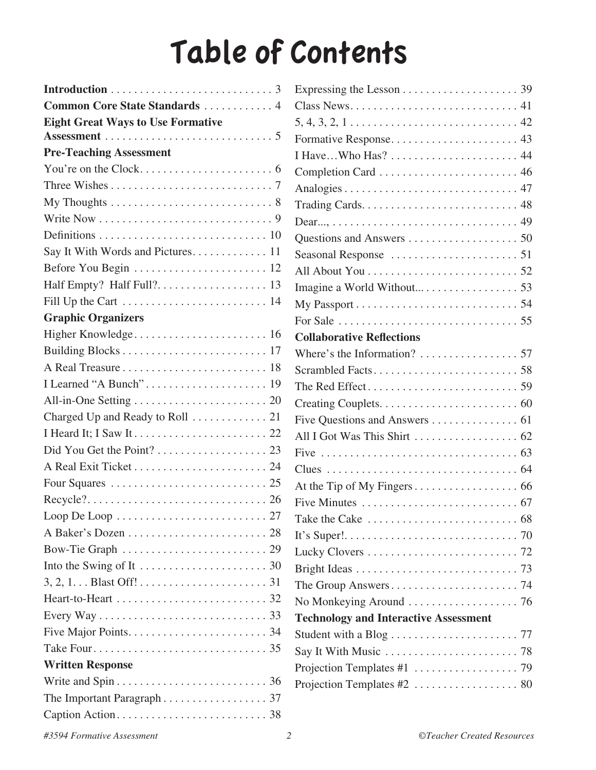# Table of Contents

**Introduction** . . . . . . . . . . . . . . . . . . . . . . . . . . . . 3
**Common Core State Standards** . . . . . . . . . . . . 4
**Eight Great Ways to Use Formative Assessment** . . . . . . . . . . . . . . . . . . . . . . . . . . . . . 5

**Pre-Teaching Assessment**

You're on the Clock. . . . . . . . . . . . . . . . . . . . . . . 6
Three Wishes . . . . . . . . . . . . . . . . . . . . . . . . . . . . 7
My Thoughts . . . . . . . . . . . . . . . . . . . . . . . . . . . . 8
Write Now . . . . . . . . . . . . . . . . . . . . . . . . . . . . . . 9
Definitions . . . . . . . . . . . . . . . . . . . . . . . . . . . . . 10
Say It With Words and Pictures. . . . . . . . . . . . . 11
Before You Begin . . . . . . . . . . . . . . . . . . . . . . . 12
Half Empty? Half Full?. . . . . . . . . . . . . . . . . . . 13
Fill Up the Cart . . . . . . . . . . . . . . . . . . . . . . . . . 14

**Graphic Organizers**

Higher Knowledge. . . . . . . . . . . . . . . . . . . . . . . 16
Building Blocks . . . . . . . . . . . . . . . . . . . . . . . . . 17
A Real Treasure . . . . . . . . . . . . . . . . . . . . . . . . . 18
I Learned "A Bunch" . . . . . . . . . . . . . . . . . . . . . 19
All-in-One Setting . . . . . . . . . . . . . . . . . . . . . . . 20
Charged Up and Ready to Roll . . . . . . . . . . . . . 21
I Heard It; I Saw It . . . . . . . . . . . . . . . . . . . . . . . 22
Did You Get the Point? . . . . . . . . . . . . . . . . . . . 23
A Real Exit Ticket . . . . . . . . . . . . . . . . . . . . . . . 24
Four Squares . . . . . . . . . . . . . . . . . . . . . . . . . . . 25
Recycle?. . . . . . . . . . . . . . . . . . . . . . . . . . . . . . . 26
Loop De Loop . . . . . . . . . . . . . . . . . . . . . . . . . . 27
A Baker's Dozen . . . . . . . . . . . . . . . . . . . . . . . . 28
Bow-Tie Graph . . . . . . . . . . . . . . . . . . . . . . . . . 29
Into the Swing of It . . . . . . . . . . . . . . . . . . . . . . 30
3, 2, 1. . . Blast Off! . . . . . . . . . . . . . . . . . . . . . . 31
Heart-to-Heart . . . . . . . . . . . . . . . . . . . . . . . . . . 32
Every Way . . . . . . . . . . . . . . . . . . . . . . . . . . . . . 33
Five Major Points. . . . . . . . . . . . . . . . . . . . . . . . 34
Take Four. . . . . . . . . . . . . . . . . . . . . . . . . . . . . . 35

**Written Response**

Write and Spin . . . . . . . . . . . . . . . . . . . . . . . . . . 36
The Important Paragraph . . . . . . . . . . . . . . . . . . 37
Caption Action. . . . . . . . . . . . . . . . . . . . . . . . . . 38
Expressing the Lesson . . . . . . . . . . . . . . . . . . . . 39
Class News. . . . . . . . . . . . . . . . . . . . . . . . . . . . . 41
5, 4, 3, 2, 1 . . . . . . . . . . . . . . . . . . . . . . . . . . . . . 42
Formative Response. . . . . . . . . . . . . . . . . . . . . . 43
I Have…Who Has? . . . . . . . . . . . . . . . . . . . . . . 44
Completion Card . . . . . . . . . . . . . . . . . . . . . . . . 46
Analogies . . . . . . . . . . . . . . . . . . . . . . . . . . . . . . 47
Trading Cards. . . . . . . . . . . . . . . . . . . . . . . . . . . 48
Dear..., . . . . . . . . . . . . . . . . . . . . . . . . . . . . . . . . 49
Questions and Answers . . . . . . . . . . . . . . . . . . . 50
Seasonal Response . . . . . . . . . . . . . . . . . . . . . . 51
All About You . . . . . . . . . . . . . . . . . . . . . . . . . . 52
Imagine a World Without... . . . . . . . . . . . . . . . . 53
My Passport . . . . . . . . . . . . . . . . . . . . . . . . . . . . 54
For Sale . . . . . . . . . . . . . . . . . . . . . . . . . . . . . . . 55

**Collaborative Reflections**

Where's the Information? . . . . . . . . . . . . . . . . . 57
Scrambled Facts . . . . . . . . . . . . . . . . . . . . . . . . . 58
The Red Effect . . . . . . . . . . . . . . . . . . . . . . . . . . 59
Creating Couplets. . . . . . . . . . . . . . . . . . . . . . . . 60
Five Questions and Answers . . . . . . . . . . . . . . . 61
All I Got Was This Shirt . . . . . . . . . . . . . . . . . . 62
Five . . . . . . . . . . . . . . . . . . . . . . . . . . . . . . . . . . 63
Clues . . . . . . . . . . . . . . . . . . . . . . . . . . . . . . . . . 64
At the Tip of My Fingers . . . . . . . . . . . . . . . . . . 66
Five Minutes . . . . . . . . . . . . . . . . . . . . . . . . . . . 67
Take the Cake . . . . . . . . . . . . . . . . . . . . . . . . . . 68
It's Super!. . . . . . . . . . . . . . . . . . . . . . . . . . . . . . 70
Lucky Clovers . . . . . . . . . . . . . . . . . . . . . . . . . . 72
Bright Ideas . . . . . . . . . . . . . . . . . . . . . . . . . . . . 73
The Group Answers . . . . . . . . . . . . . . . . . . . . . . 74
No Monkeying Around . . . . . . . . . . . . . . . . . . . 76

**Technology and Interactive Assessment**

Student with a Blog . . . . . . . . . . . . . . . . . . . . . . 77
Say It With Music . . . . . . . . . . . . . . . . . . . . . . . 78
Projection Templates #1 . . . . . . . . . . . . . . . . . . 79
Projection Templates #2 . . . . . . . . . . . . . . . . . . 80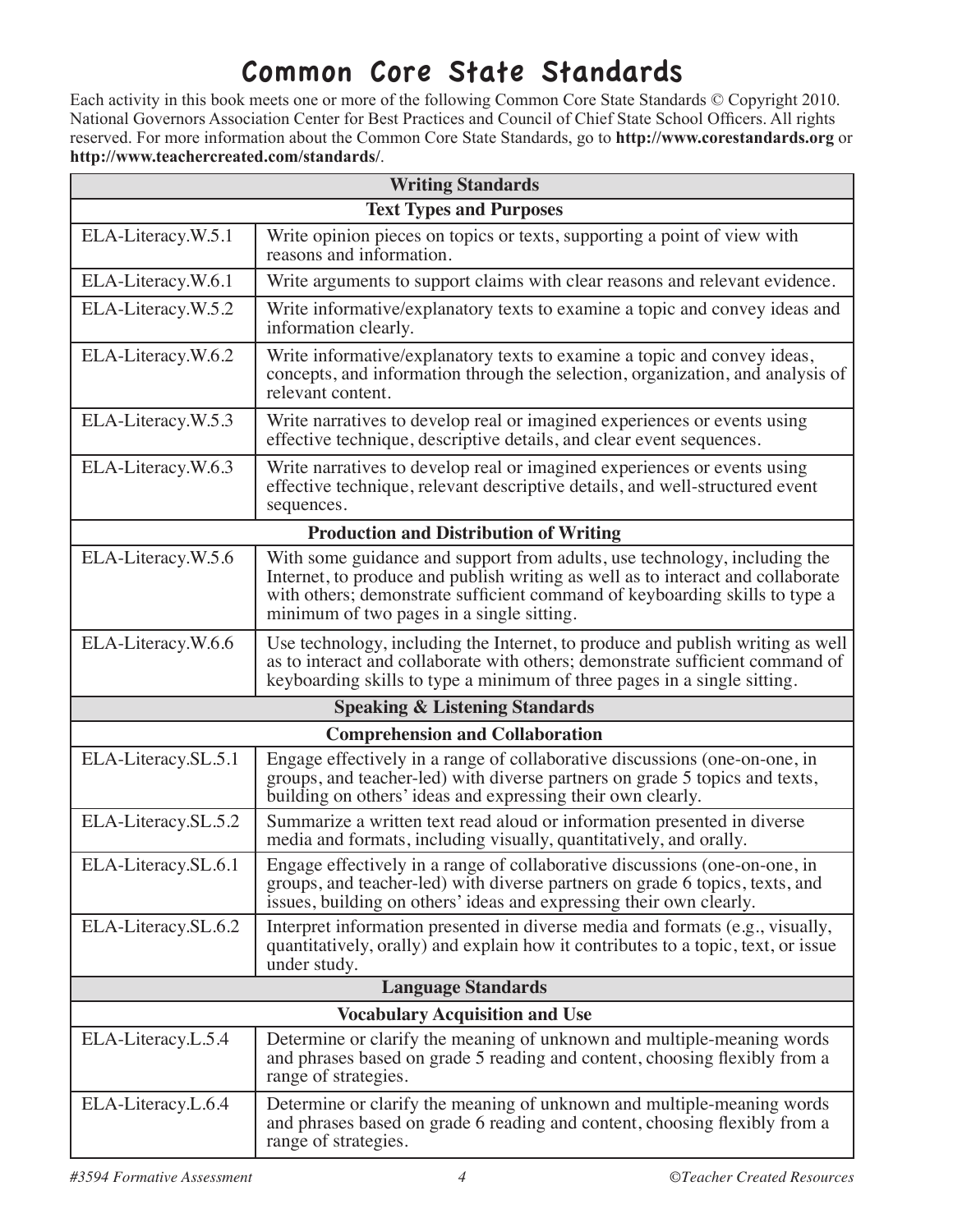# Common Core State Standards

Each activity in this book meets one or more of the following Common Core State Standards © Copyright 2010. National Governors Association Center for Best Practices and Council of Chief State School Officers. All rights reserved. For more information about the Common Core State Standards, go to **http://www.corestandards.org** or **http://www.teachercreated.com/standards/**.

| **Writing Standards** | |
|---|---|
| **Text Types and Purposes** | |
| ELA-Literacy.W.5.1 | Write opinion pieces on topics or texts, supporting a point of view with reasons and information. |
| ELA-Literacy.W.6.1 | Write arguments to support claims with clear reasons and relevant evidence. |
| ELA-Literacy.W.5.2 | Write informative/explanatory texts to examine a topic and convey ideas and information clearly. |
| ELA-Literacy.W.6.2 | Write informative/explanatory texts to examine a topic and convey ideas, concepts, and information through the selection, organization, and analysis of relevant content. |
| ELA-Literacy.W.5.3 | Write narratives to develop real or imagined experiences or events using effective technique, descriptive details, and clear event sequences. |
| ELA-Literacy.W.6.3 | Write narratives to develop real or imagined experiences or events using effective technique, relevant descriptive details, and well-structured event sequences. |
| **Production and Distribution of Writing** | |
| ELA-Literacy.W.5.6 | With some guidance and support from adults, use technology, including the Internet, to produce and publish writing as well as to interact and collaborate with others; demonstrate sufficient command of keyboarding skills to type a minimum of two pages in a single sitting. |
| ELA-Literacy.W.6.6 | Use technology, including the Internet, to produce and publish writing as well as to interact and collaborate with others; demonstrate sufficient command of keyboarding skills to type a minimum of three pages in a single sitting. |
| **Speaking & Listening Standards** | |
| **Comprehension and Collaboration** | |
| ELA-Literacy.SL.5.1 | Engage effectively in a range of collaborative discussions (one-on-one, in groups, and teacher-led) with diverse partners on grade 5 topics and texts, building on others' ideas and expressing their own clearly. |
| ELA-Literacy.SL.5.2 | Summarize a written text read aloud or information presented in diverse media and formats, including visually, quantitatively, and orally. |
| ELA-Literacy.SL.6.1 | Engage effectively in a range of collaborative discussions (one-on-one, in groups, and teacher-led) with diverse partners on grade 6 topics, texts, and issues, building on others' ideas and expressing their own clearly. |
| ELA-Literacy.SL.6.2 | Interpret information presented in diverse media and formats (e.g., visually, quantitatively, orally) and explain how it contributes to a topic, text, or issue under study. |
| **Language Standards** | |
| **Vocabulary Acquisition and Use** | |
| ELA-Literacy.L.5.4 | Determine or clarify the meaning of unknown and multiple-meaning words and phrases based on grade 5 reading and content, choosing flexibly from a range of strategies. |
| ELA-Literacy.L.6.4 | Determine or clarify the meaning of unknown and multiple-meaning words and phrases based on grade 6 reading and content, choosing flexibly from a range of strategies. |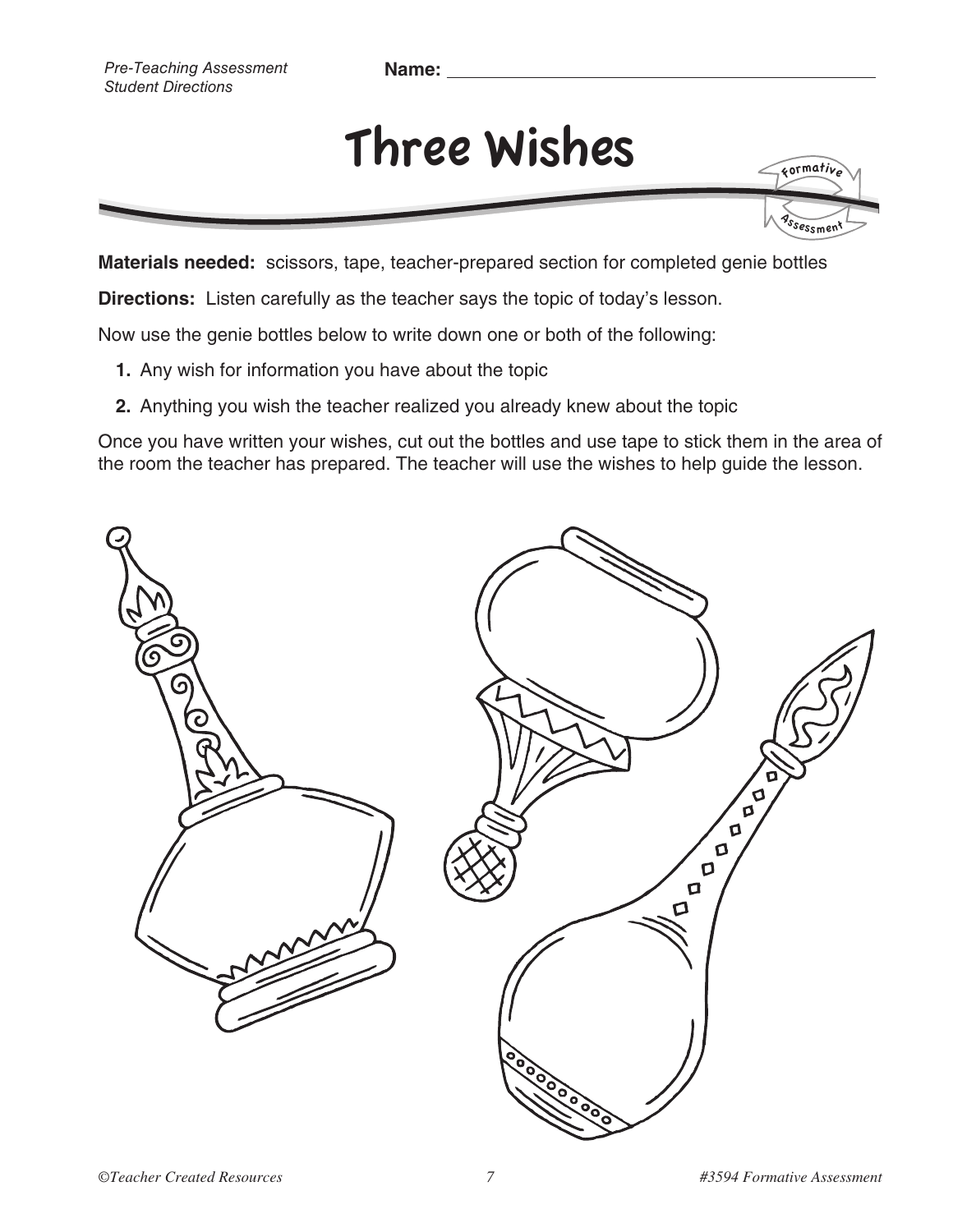Pre-Teaching Assessment
Student Directions

**Name:** ______________________________

# Three Wishes

**Materials needed:** scissors, tape, teacher-prepared section for completed genie bottles

**Directions:** Listen carefully as the teacher says the topic of today's lesson.

Now use the genie bottles below to write down one or both of the following:

1. Any wish for information you have about the topic
2. Anything you wish the teacher realized you already knew about the topic

Once you have written your wishes, cut out the bottles and use tape to stick them in the area of the room the teacher has prepared. The teacher will use the wishes to help guide the lesson.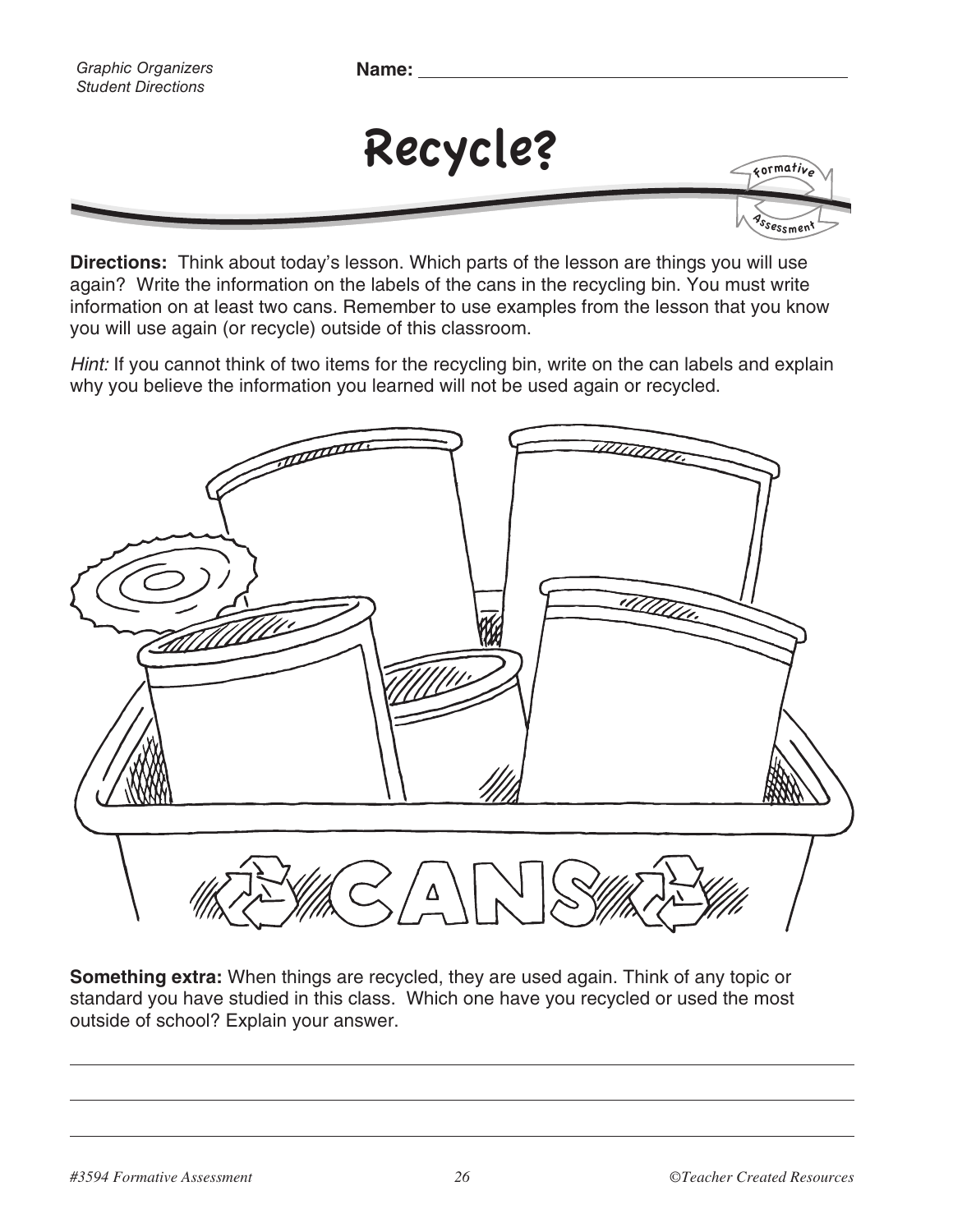Name: \_\_\_\_\_\_\_\_\_\_\_\_\_\_\_\_\_\_\_\_\_\_\_\_\_\_\_\_\_\_\_\_

# Recycle?

**Directions:** Think about today's lesson. Which parts of the lesson are things you will use again? Write the information on the labels of the cans in the recycling bin. You must write information on at least two cans. Remember to use examples from the lesson that you know you will use again (or recycle) outside of this classroom.

*Hint:* If you cannot think of two items for the recycling bin, write on the can labels and explain why you believe the information you learned will not be used again or recycled.

CANS

**Something extra:** When things are recycled, they are used again. Think of any topic or standard you have studied in this class. Which one have you recycled or used the most outside of school? Explain your answer.

\_\_\_\_\_\_\_\_\_\_\_\_\_\_\_\_\_\_\_\_\_\_\_\_\_\_\_\_\_\_\_\_\_\_\_\_\_\_\_\_\_\_\_\_\_\_\_\_\_\_\_\_\_\_\_\_\_\_\_\_

\_\_\_\_\_\_\_\_\_\_\_\_\_\_\_\_\_\_\_\_\_\_\_\_\_\_\_\_\_\_\_\_\_\_\_\_\_\_\_\_\_\_\_\_\_\_\_\_\_\_\_\_\_\_\_\_\_\_\_\_

\_\_\_\_\_\_\_\_\_\_\_\_\_\_\_\_\_\_\_\_\_\_\_\_\_\_\_\_\_\_\_\_\_\_\_\_\_\_\_\_\_\_\_\_\_\_\_\_\_\_\_\_\_\_\_\_\_\_\_\_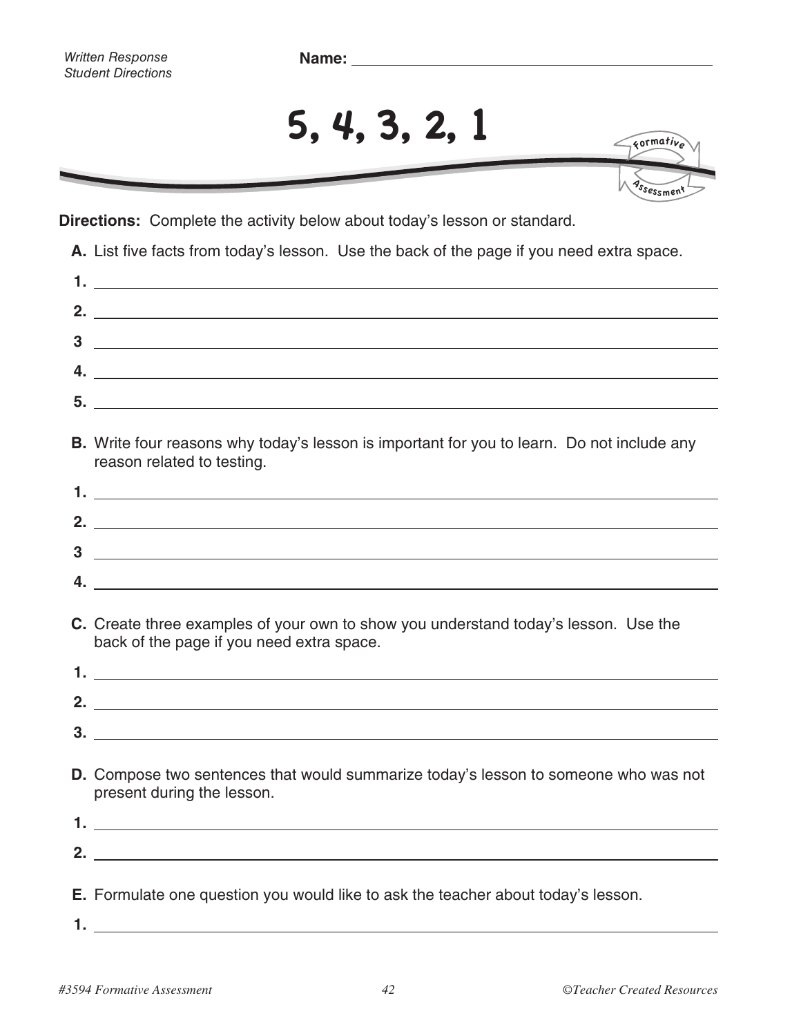Written Response
Student Directions

**Name:** ______________________________

# 5, 4, 3, 2, 1

Formative Assessment

**Directions:** Complete the activity below about today's lesson or standard.

**A.** List five facts from today's lesson. Use the back of the page if you need extra space.

**1.** ______________________________

**2.** ______________________________

**3** ______________________________

**4.** ______________________________

**5.** ______________________________

**B.** Write four reasons why today's lesson is important for you to learn. Do not include any reason related to testing.

**1.** ______________________________

**2.** ______________________________

**3** ______________________________

**4.** ______________________________

**C.** Create three examples of your own to show you understand today's lesson. Use the back of the page if you need extra space.

**1.** ______________________________

**2.** ______________________________

**3.** ______________________________

**D.** Compose two sentences that would summarize today's lesson to someone who was not present during the lesson.

**1.** ______________________________

**2.** ______________________________

**E.** Formulate one question you would like to ask the teacher about today's lesson.

**1.** ______________________________